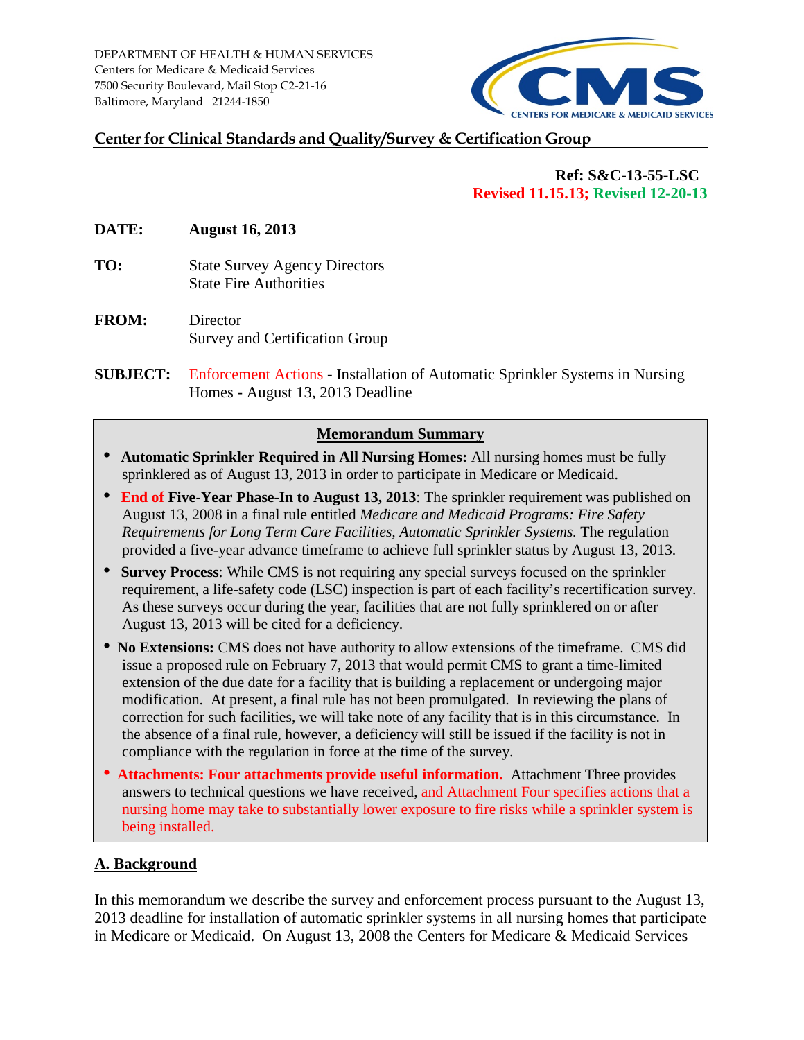DEPARTMENT OF HEALTH & HUMAN SERVICES
Centers for Medicare & Medicaid Services
7500 Security Boulevard, Mail Stop C2-21-16
Baltimore, Maryland 21244-1850

**Center for Clinical Standards and Quality/Survey & Certification Group**

**Ref: S&C-13-55-LSC**
**Revised 11.15.13; Revised 12-20-13**

**DATE:** **August 16, 2013**

**TO:** State Survey Agency Directors
State Fire Authorities

**FROM:** Director
Survey and Certification Group

**SUBJECT:** Enforcement Actions - Installation of Automatic Sprinkler Systems in Nursing Homes - August 13, 2013 Deadline

## Memorandum Summary

- **Automatic Sprinkler Required in All Nursing Homes:** All nursing homes must be fully sprinklered as of August 13, 2013 in order to participate in Medicare or Medicaid.
- **End of Five-Year Phase-In to August 13, 2013**: The sprinkler requirement was published on August 13, 2008 in a final rule entitled *Medicare and Medicaid Programs: Fire Safety Requirements for Long Term Care Facilities, Automatic Sprinkler Systems.* The regulation provided a five-year advance timeframe to achieve full sprinkler status by August 13, 2013.
- **Survey Process**: While CMS is not requiring any special surveys focused on the sprinkler requirement, a life-safety code (LSC) inspection is part of each facility's recertification survey. As these surveys occur during the year, facilities that are not fully sprinklered on or after August 13, 2013 will be cited for a deficiency.
- **No Extensions:** CMS does not have authority to allow extensions of the timeframe. CMS did issue a proposed rule on February 7, 2013 that would permit CMS to grant a time-limited extension of the due date for a facility that is building a replacement or undergoing major modification. At present, a final rule has not been promulgated. In reviewing the plans of correction for such facilities, we will take note of any facility that is in this circumstance. In the absence of a final rule, however, a deficiency will still be issued if the facility is not in compliance with the regulation in force at the time of the survey.
- **Attachments: Four attachments provide useful information.** Attachment Three provides answers to technical questions we have received, and Attachment Four specifies actions that a nursing home may take to substantially lower exposure to fire risks while a sprinkler system is being installed.

## A. Background

In this memorandum we describe the survey and enforcement process pursuant to the August 13, 2013 deadline for installation of automatic sprinkler systems in all nursing homes that participate in Medicare or Medicaid. On August 13, 2008 the Centers for Medicare & Medicaid Services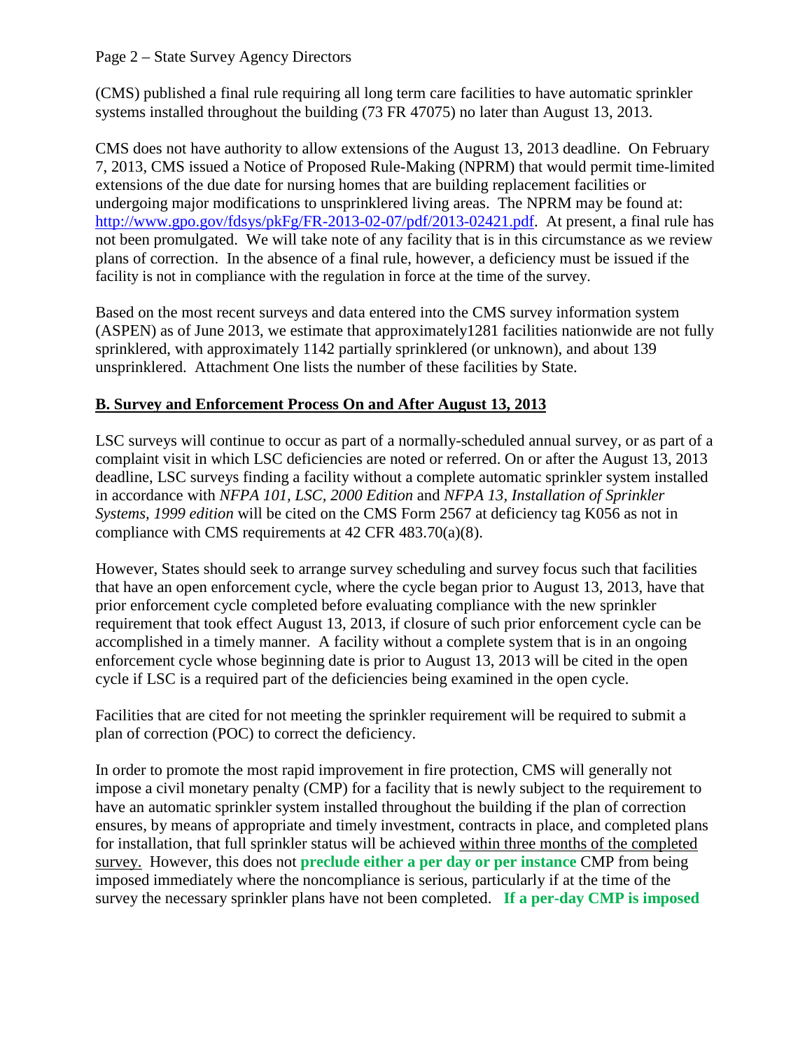(CMS) published a final rule requiring all long term care facilities to have automatic sprinkler systems installed throughout the building (73 FR 47075) no later than August 13, 2013.

CMS does not have authority to allow extensions of the August 13, 2013 deadline. On February 7, 2013, CMS issued a Notice of Proposed Rule-Making (NPRM) that would permit time-limited extensions of the due date for nursing homes that are building replacement facilities or undergoing major modifications to unsprinklered living areas. The NPRM may be found at: [http://www.gpo.gov/fdsys/pkFg/FR-2013-02-07/pdf/2013-02421.pdf](http://www.gpo.gov/fdsys/pkFg/FR-2013-02-07/pdf/2013-02421.pdf). At present, a final rule has not been promulgated. We will take note of any facility that is in this circumstance as we review plans of correction. In the absence of a final rule, however, a deficiency must be issued if the facility is not in compliance with the regulation in force at the time of the survey.

Based on the most recent surveys and data entered into the CMS survey information system (ASPEN) as of June 2013, we estimate that approximately1281 facilities nationwide are not fully sprinklered, with approximately 1142 partially sprinklered (or unknown), and about 139 unsprinklered. Attachment One lists the number of these facilities by State.

## B. Survey and Enforcement Process On and After August 13, 2013

LSC surveys will continue to occur as part of a normally-scheduled annual survey, or as part of a complaint visit in which LSC deficiencies are noted or referred. On or after the August 13, 2013 deadline, LSC surveys finding a facility without a complete automatic sprinkler system installed in accordance with *NFPA 101, LSC, 2000 Edition* and *NFPA 13, Installation of Sprinkler Systems, 1999 edition* will be cited on the CMS Form 2567 at deficiency tag K056 as not in compliance with CMS requirements at 42 CFR 483.70(a)(8).

However, States should seek to arrange survey scheduling and survey focus such that facilities that have an open enforcement cycle, where the cycle began prior to August 13, 2013, have that prior enforcement cycle completed before evaluating compliance with the new sprinkler requirement that took effect August 13, 2013, if closure of such prior enforcement cycle can be accomplished in a timely manner. A facility without a complete system that is in an ongoing enforcement cycle whose beginning date is prior to August 13, 2013 will be cited in the open cycle if LSC is a required part of the deficiencies being examined in the open cycle.

Facilities that are cited for not meeting the sprinkler requirement will be required to submit a plan of correction (POC) to correct the deficiency.

In order to promote the most rapid improvement in fire protection, CMS will generally not impose a civil monetary penalty (CMP) for a facility that is newly subject to the requirement to have an automatic sprinkler system installed throughout the building if the plan of correction ensures, by means of appropriate and timely investment, contracts in place, and completed plans for installation, that full sprinkler status will be achieved within three months of the completed survey. However, this does not **preclude either a per day or per instance** CMP from being imposed immediately where the noncompliance is serious, particularly if at the time of the survey the necessary sprinkler plans have not been completed. **If a per-day CMP is imposed**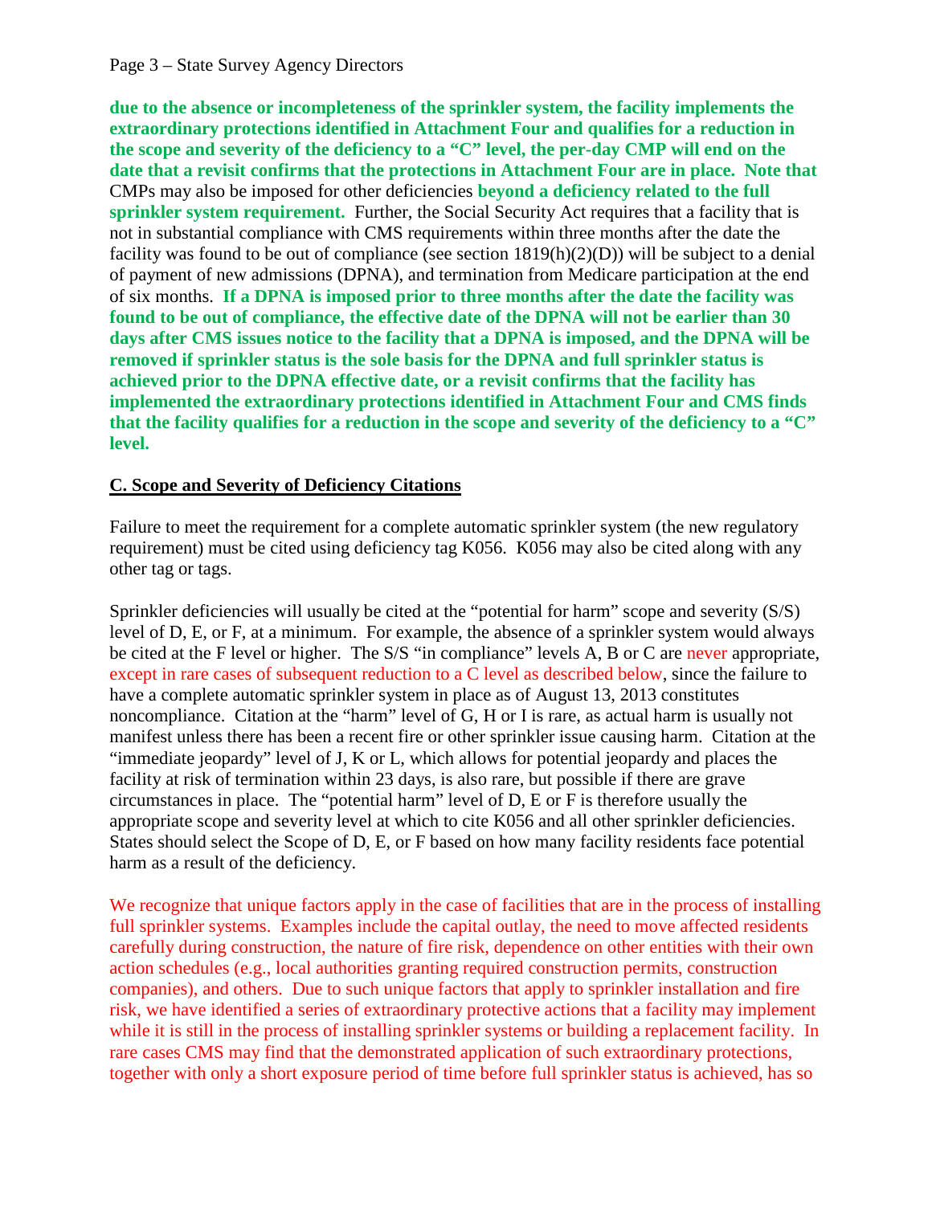**due to the absence or incompleteness of the sprinkler system, the facility implements the extraordinary protections identified in Attachment Four and qualifies for a reduction in the scope and severity of the deficiency to a "C" level, the per-day CMP will end on the date that a revisit confirms that the protections in Attachment Four are in place. Note that** CMPs may also be imposed for other deficiencies **beyond a deficiency related to the full sprinkler system requirement.** Further, the Social Security Act requires that a facility that is not in substantial compliance with CMS requirements within three months after the date the facility was found to be out of compliance (see section 1819(h)(2)(D)) will be subject to a denial of payment of new admissions (DPNA), and termination from Medicare participation at the end of six months. **If a DPNA is imposed prior to three months after the date the facility was found to be out of compliance, the effective date of the DPNA will not be earlier than 30 days after CMS issues notice to the facility that a DPNA is imposed, and the DPNA will be removed if sprinkler status is the sole basis for the DPNA and full sprinkler status is achieved prior to the DPNA effective date, or a revisit confirms that the facility has implemented the extraordinary protections identified in Attachment Four and CMS finds that the facility qualifies for a reduction in the scope and severity of the deficiency to a "C" level.**

## C. Scope and Severity of Deficiency Citations

Failure to meet the requirement for a complete automatic sprinkler system (the new regulatory requirement) must be cited using deficiency tag K056. K056 may also be cited along with any other tag or tags.

Sprinkler deficiencies will usually be cited at the "potential for harm" scope and severity (S/S) level of D, E, or F, at a minimum. For example, the absence of a sprinkler system would always be cited at the F level or higher. The S/S "in compliance" levels A, B or C are never appropriate, except in rare cases of subsequent reduction to a C level as described below, since the failure to have a complete automatic sprinkler system in place as of August 13, 2013 constitutes noncompliance. Citation at the "harm" level of G, H or I is rare, as actual harm is usually not manifest unless there has been a recent fire or other sprinkler issue causing harm. Citation at the "immediate jeopardy" level of J, K or L, which allows for potential jeopardy and places the facility at risk of termination within 23 days, is also rare, but possible if there are grave circumstances in place. The "potential harm" level of D, E or F is therefore usually the appropriate scope and severity level at which to cite K056 and all other sprinkler deficiencies. States should select the Scope of D, E, or F based on how many facility residents face potential harm as a result of the deficiency.

We recognize that unique factors apply in the case of facilities that are in the process of installing full sprinkler systems. Examples include the capital outlay, the need to move affected residents carefully during construction, the nature of fire risk, dependence on other entities with their own action schedules (e.g., local authorities granting required construction permits, construction companies), and others. Due to such unique factors that apply to sprinkler installation and fire risk, we have identified a series of extraordinary protective actions that a facility may implement while it is still in the process of installing sprinkler systems or building a replacement facility. In rare cases CMS may find that the demonstrated application of such extraordinary protections, together with only a short exposure period of time before full sprinkler status is achieved, has so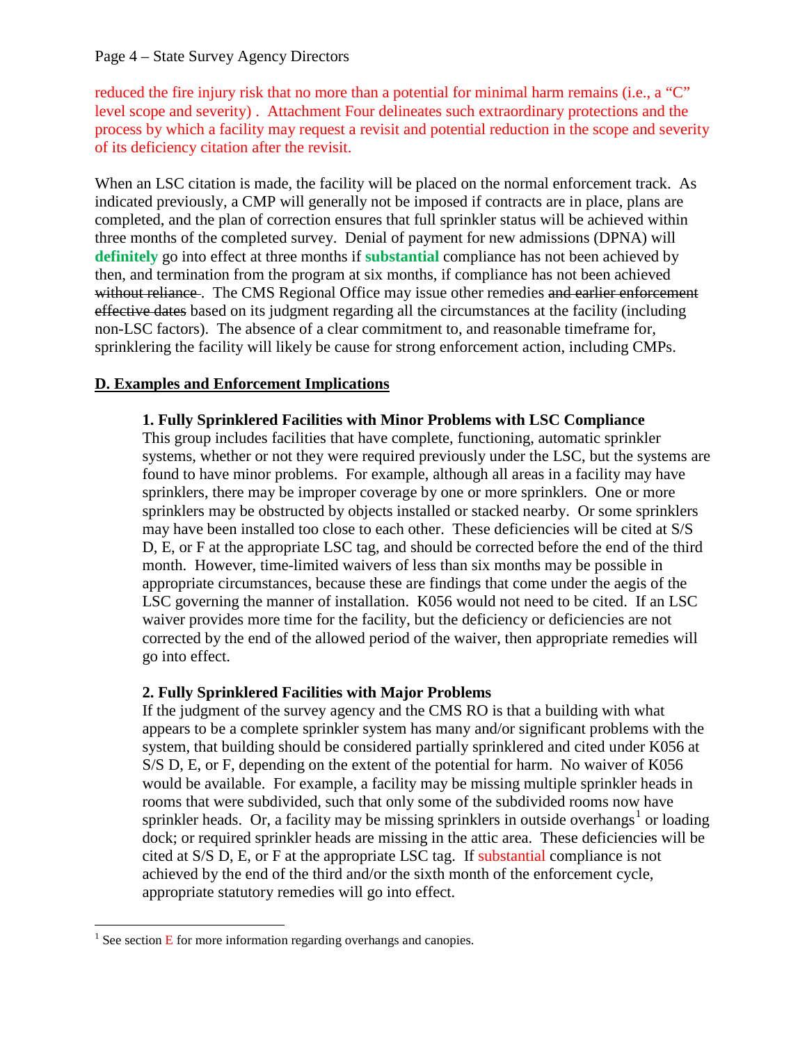reduced the fire injury risk that no more than a potential for minimal harm remains (i.e., a "C" level scope and severity) . Attachment Four delineates such extraordinary protections and the process by which a facility may request a revisit and potential reduction in the scope and severity of its deficiency citation after the revisit.

When an LSC citation is made, the facility will be placed on the normal enforcement track. As indicated previously, a CMP will generally not be imposed if contracts are in place, plans are completed, and the plan of correction ensures that full sprinkler status will be achieved within three months of the completed survey. Denial of payment for new admissions (DPNA) will **definitely** go into effect at three months if **substantial** compliance has not been achieved by then, and termination from the program at six months, if compliance has not been achieved ~~without reliance~~ . The CMS Regional Office may issue other remedies ~~and earlier enforcement effective dates~~ based on its judgment regarding all the circumstances at the facility (including non-LSC factors). The absence of a clear commitment to, and reasonable timeframe for, sprinklering the facility will likely be cause for strong enforcement action, including CMPs.

## D. Examples and Enforcement Implications

### 1. Fully Sprinklered Facilities with Minor Problems with LSC Compliance

This group includes facilities that have complete, functioning, automatic sprinkler systems, whether or not they were required previously under the LSC, but the systems are found to have minor problems. For example, although all areas in a facility may have sprinklers, there may be improper coverage by one or more sprinklers. One or more sprinklers may be obstructed by objects installed or stacked nearby. Or some sprinklers may have been installed too close to each other. These deficiencies will be cited at S/S D, E, or F at the appropriate LSC tag, and should be corrected before the end of the third month. However, time-limited waivers of less than six months may be possible in appropriate circumstances, because these are findings that come under the aegis of the LSC governing the manner of installation. K056 would not need to be cited. If an LSC waiver provides more time for the facility, but the deficiency or deficiencies are not corrected by the end of the allowed period of the waiver, then appropriate remedies will go into effect.

### 2. Fully Sprinklered Facilities with Major Problems

If the judgment of the survey agency and the CMS RO is that a building with what appears to be a complete sprinkler system has many and/or significant problems with the system, that building should be considered partially sprinklered and cited under K056 at S/S D, E, or F, depending on the extent of the potential for harm. No waiver of K056 would be available. For example, a facility may be missing multiple sprinkler heads in rooms that were subdivided, such that only some of the subdivided rooms now have sprinkler heads. Or, a facility may be missing sprinklers in outside overhangs[1] or loading dock; or required sprinkler heads are missing in the attic area. These deficiencies will be cited at S/S D, E, or F at the appropriate LSC tag. If substantial compliance is not achieved by the end of the third and/or the sixth month of the enforcement cycle, appropriate statutory remedies will go into effect.

---

[1] See section E for more information regarding overhangs and canopies.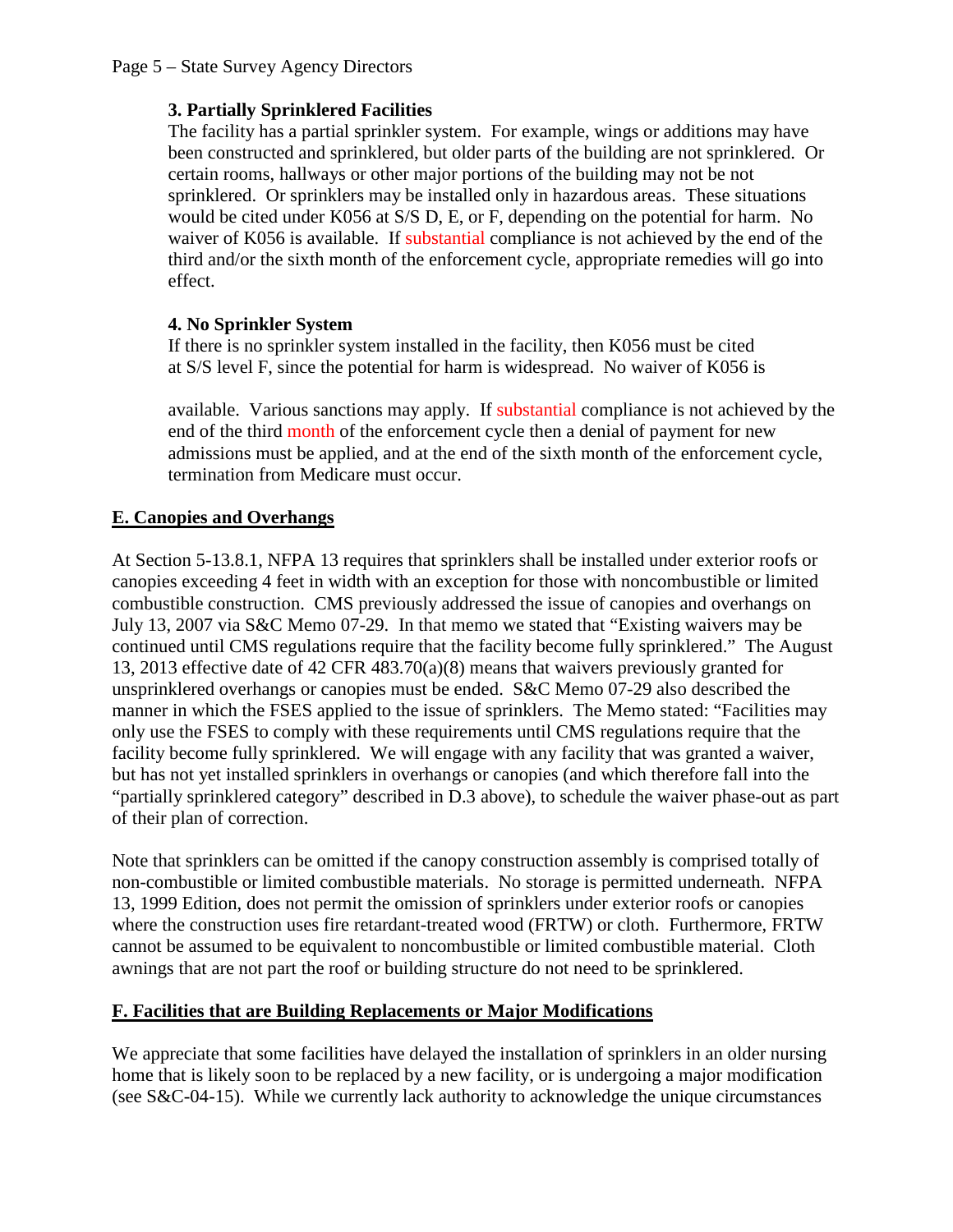**3. Partially Sprinklered Facilities**

The facility has a partial sprinkler system. For example, wings or additions may have been constructed and sprinklered, but older parts of the building are not sprinklered. Or certain rooms, hallways or other major portions of the building may not be not sprinklered. Or sprinklers may be installed only in hazardous areas. These situations would be cited under K056 at S/S D, E, or F, depending on the potential for harm. No waiver of K056 is available. If substantial compliance is not achieved by the end of the third and/or the sixth month of the enforcement cycle, appropriate remedies will go into effect.

**4. No Sprinkler System**

If there is no sprinkler system installed in the facility, then K056 must be cited at S/S level F, since the potential for harm is widespread. No waiver of K056 is available. Various sanctions may apply. If substantial compliance is not achieved by the end of the third month of the enforcement cycle then a denial of payment for new admissions must be applied, and at the end of the sixth month of the enforcement cycle, termination from Medicare must occur.

## E. Canopies and Overhangs

At Section 5-13.8.1, NFPA 13 requires that sprinklers shall be installed under exterior roofs or canopies exceeding 4 feet in width with an exception for those with noncombustible or limited combustible construction. CMS previously addressed the issue of canopies and overhangs on July 13, 2007 via S&C Memo 07-29. In that memo we stated that "Existing waivers may be continued until CMS regulations require that the facility become fully sprinklered." The August 13, 2013 effective date of 42 CFR 483.70(a)(8) means that waivers previously granted for unsprinklered overhangs or canopies must be ended. S&C Memo 07-29 also described the manner in which the FSES applied to the issue of sprinklers. The Memo stated: "Facilities may only use the FSES to comply with these requirements until CMS regulations require that the facility become fully sprinklered. We will engage with any facility that was granted a waiver, but has not yet installed sprinklers in overhangs or canopies (and which therefore fall into the "partially sprinklered category" described in D.3 above), to schedule the waiver phase-out as part of their plan of correction.

Note that sprinklers can be omitted if the canopy construction assembly is comprised totally of non-combustible or limited combustible materials. No storage is permitted underneath. NFPA 13, 1999 Edition, does not permit the omission of sprinklers under exterior roofs or canopies where the construction uses fire retardant-treated wood (FRTW) or cloth. Furthermore, FRTW cannot be assumed to be equivalent to noncombustible or limited combustible material. Cloth awnings that are not part the roof or building structure do not need to be sprinklered.

## F. Facilities that are Building Replacements or Major Modifications

We appreciate that some facilities have delayed the installation of sprinklers in an older nursing home that is likely soon to be replaced by a new facility, or is undergoing a major modification (see S&C-04-15). While we currently lack authority to acknowledge the unique circumstances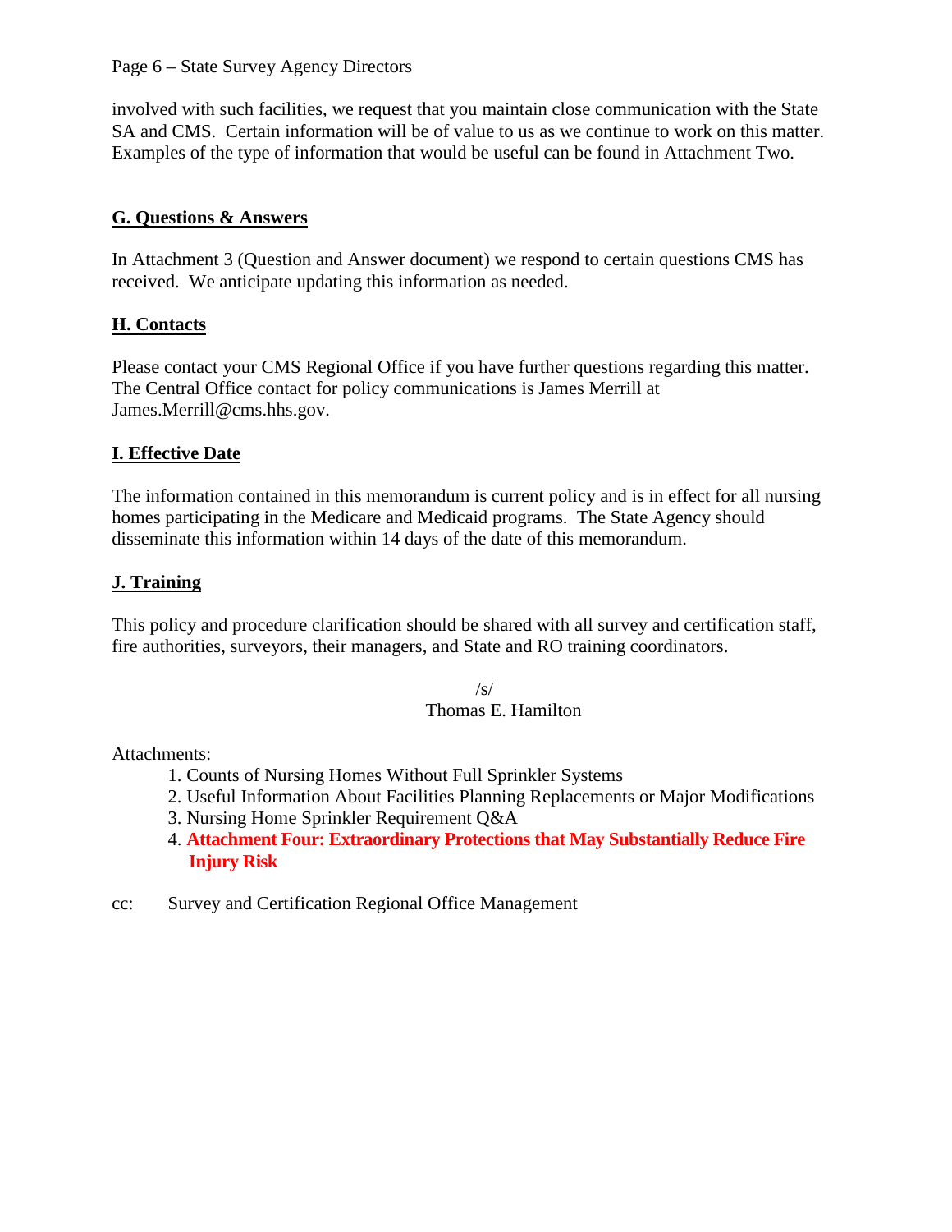involved with such facilities, we request that you maintain close communication with the State SA and CMS. Certain information will be of value to us as we continue to work on this matter. Examples of the type of information that would be useful can be found in Attachment Two.

## G. Questions & Answers

In Attachment 3 (Question and Answer document) we respond to certain questions CMS has received. We anticipate updating this information as needed.

## H. Contacts

Please contact your CMS Regional Office if you have further questions regarding this matter. The Central Office contact for policy communications is James Merrill at James.Merrill@cms.hhs.gov.

## I. Effective Date

The information contained in this memorandum is current policy and is in effect for all nursing homes participating in the Medicare and Medicaid programs. The State Agency should disseminate this information within 14 days of the date of this memorandum.

## J. Training

This policy and procedure clarification should be shared with all survey and certification staff, fire authorities, surveyors, their managers, and State and RO training coordinators.

/s/
Thomas E. Hamilton

Attachments:

1. Counts of Nursing Homes Without Full Sprinkler Systems
2. Useful Information About Facilities Planning Replacements or Major Modifications
3. Nursing Home Sprinkler Requirement Q&A
4. **Attachment Four: Extraordinary Protections that May Substantially Reduce Fire Injury Risk**

cc: Survey and Certification Regional Office Management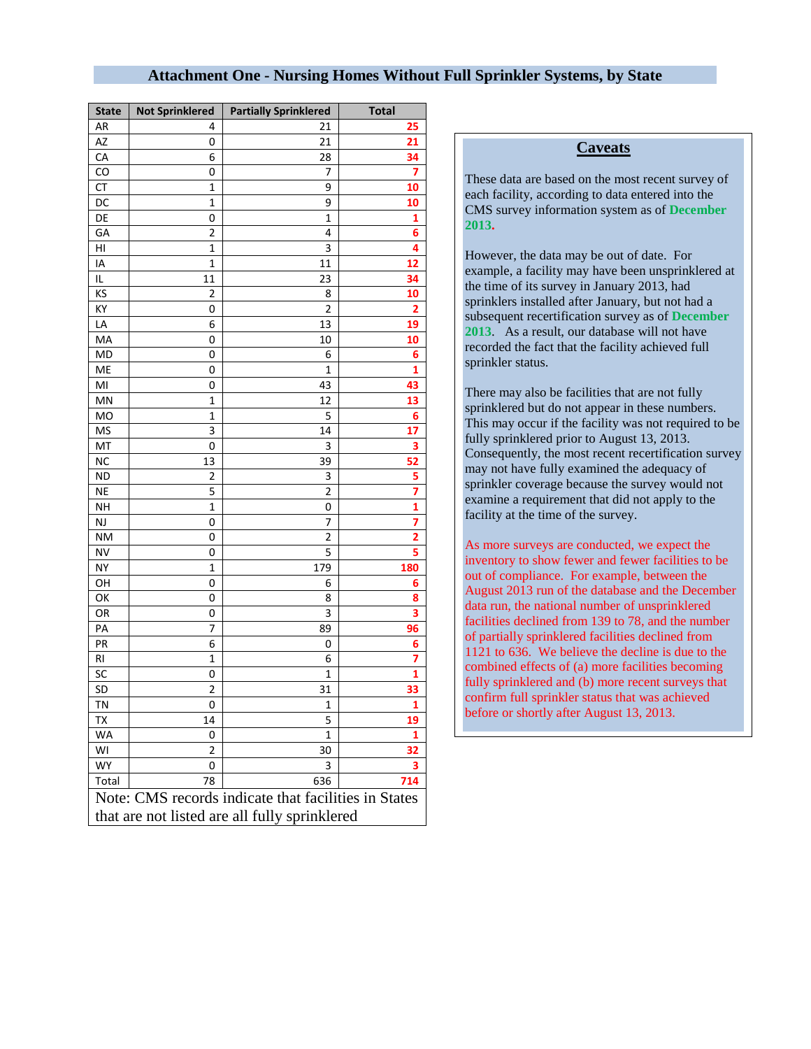# Attachment One - Nursing Homes Without Full Sprinkler Systems, by State

| State | Not Sprinklered | Partially Sprinklered | Total |
|---|---|---|---|
| AR | 4 | 21 | 25 |
| AZ | 0 | 21 | 21 |
| CA | 6 | 28 | 34 |
| CO | 0 | 7 | 7 |
| CT | 1 | 9 | 10 |
| DC | 1 | 9 | 10 |
| DE | 0 | 1 | 1 |
| GA | 2 | 4 | 6 |
| HI | 1 | 3 | 4 |
| IA | 1 | 11 | 12 |
| IL | 11 | 23 | 34 |
| KS | 2 | 8 | 10 |
| KY | 0 | 2 | 2 |
| LA | 6 | 13 | 19 |
| MA | 0 | 10 | 10 |
| MD | 0 | 6 | 6 |
| ME | 0 | 1 | 1 |
| MI | 0 | 43 | 43 |
| MN | 1 | 12 | 13 |
| MO | 1 | 5 | 6 |
| MS | 3 | 14 | 17 |
| MT | 0 | 3 | 3 |
| NC | 13 | 39 | 52 |
| ND | 2 | 3 | 5 |
| NE | 5 | 2 | 7 |
| NH | 1 | 0 | 1 |
| NJ | 0 | 7 | 7 |
| NM | 0 | 2 | 2 |
| NV | 0 | 5 | 5 |
| NY | 1 | 179 | 180 |
| OH | 0 | 6 | 6 |
| OK | 0 | 8 | 8 |
| OR | 0 | 3 | 3 |
| PA | 7 | 89 | 96 |
| PR | 6 | 0 | 6 |
| RI | 1 | 6 | 7 |
| SC | 0 | 1 | 1 |
| SD | 2 | 31 | 33 |
| TN | 0 | 1 | 1 |
| TX | 14 | 5 | 19 |
| WA | 0 | 1 | 1 |
| WI | 2 | 30 | 32 |
| WY | 0 | 3 | 3 |
| Total | 78 | 636 | 714 |

Note: CMS records indicate that facilities in States that are not listed are all fully sprinklered

## Caveats

These data are based on the most recent survey of each facility, according to data entered into the CMS survey information system as of **December 2013.**

However, the data may be out of date. For example, a facility may have been unsprinklered at the time of its survey in January 2013, had sprinklers installed after January, but not had a subsequent recertification survey as of **December 2013**. As a result, our database will not have recorded the fact that the facility achieved full sprinkler status.

There may also be facilities that are not fully sprinklered but do not appear in these numbers. This may occur if the facility was not required to be fully sprinklered prior to August 13, 2013. Consequently, the most recent recertification survey may not have fully examined the adequacy of sprinkler coverage because the survey would not examine a requirement that did not apply to the facility at the time of the survey.

As more surveys are conducted, we expect the inventory to show fewer and fewer facilities to be out of compliance. For example, between the August 2013 run of the database and the December data run, the national number of unsprinklered facilities declined from 139 to 78, and the number of partially sprinklered facilities declined from 1121 to 636. We believe the decline is due to the combined effects of (a) more facilities becoming fully sprinklered and (b) more recent surveys that confirm full sprinkler status that was achieved before or shortly after August 13, 2013.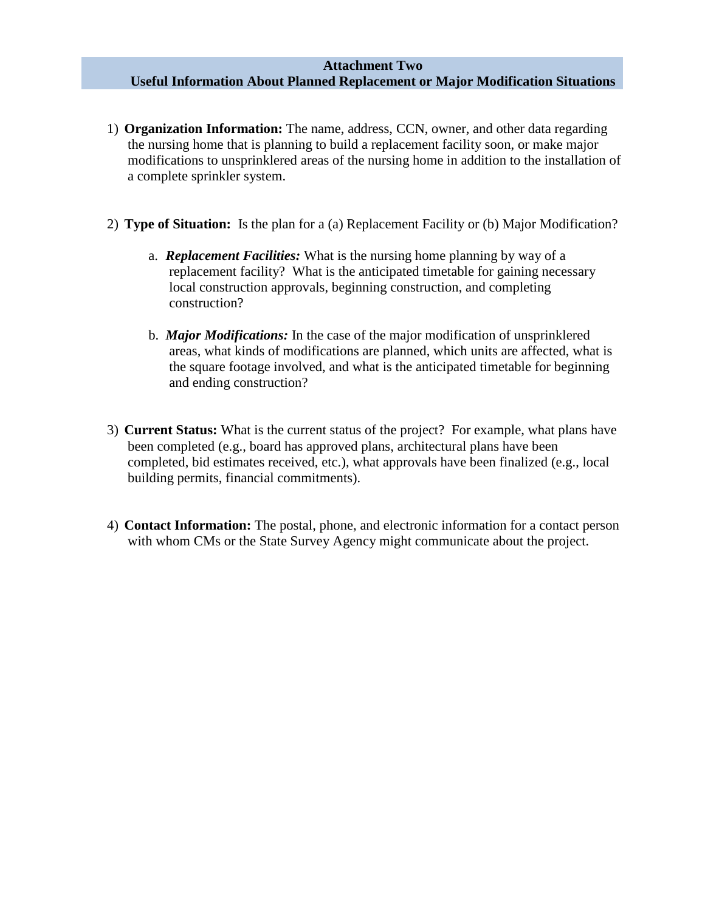## Attachment Two
## Useful Information About Planned Replacement or Major Modification Situations

1) **Organization Information:** The name, address, CCN, owner, and other data regarding the nursing home that is planning to build a replacement facility soon, or make major modifications to unsprinklered areas of the nursing home in addition to the installation of a complete sprinkler system.

2) **Type of Situation:** Is the plan for a (a) Replacement Facility or (b) Major Modification?

    a. ***Replacement Facilities:*** What is the nursing home planning by way of a replacement facility? What is the anticipated timetable for gaining necessary local construction approvals, beginning construction, and completing construction?

    b. ***Major Modifications:*** In the case of the major modification of unsprinklered areas, what kinds of modifications are planned, which units are affected, what is the square footage involved, and what is the anticipated timetable for beginning and ending construction?

3) **Current Status:** What is the current status of the project? For example, what plans have been completed (e.g., board has approved plans, architectural plans have been completed, bid estimates received, etc.), what approvals have been finalized (e.g., local building permits, financial commitments).

4) **Contact Information:** The postal, phone, and electronic information for a contact person with whom CMs or the State Survey Agency might communicate about the project.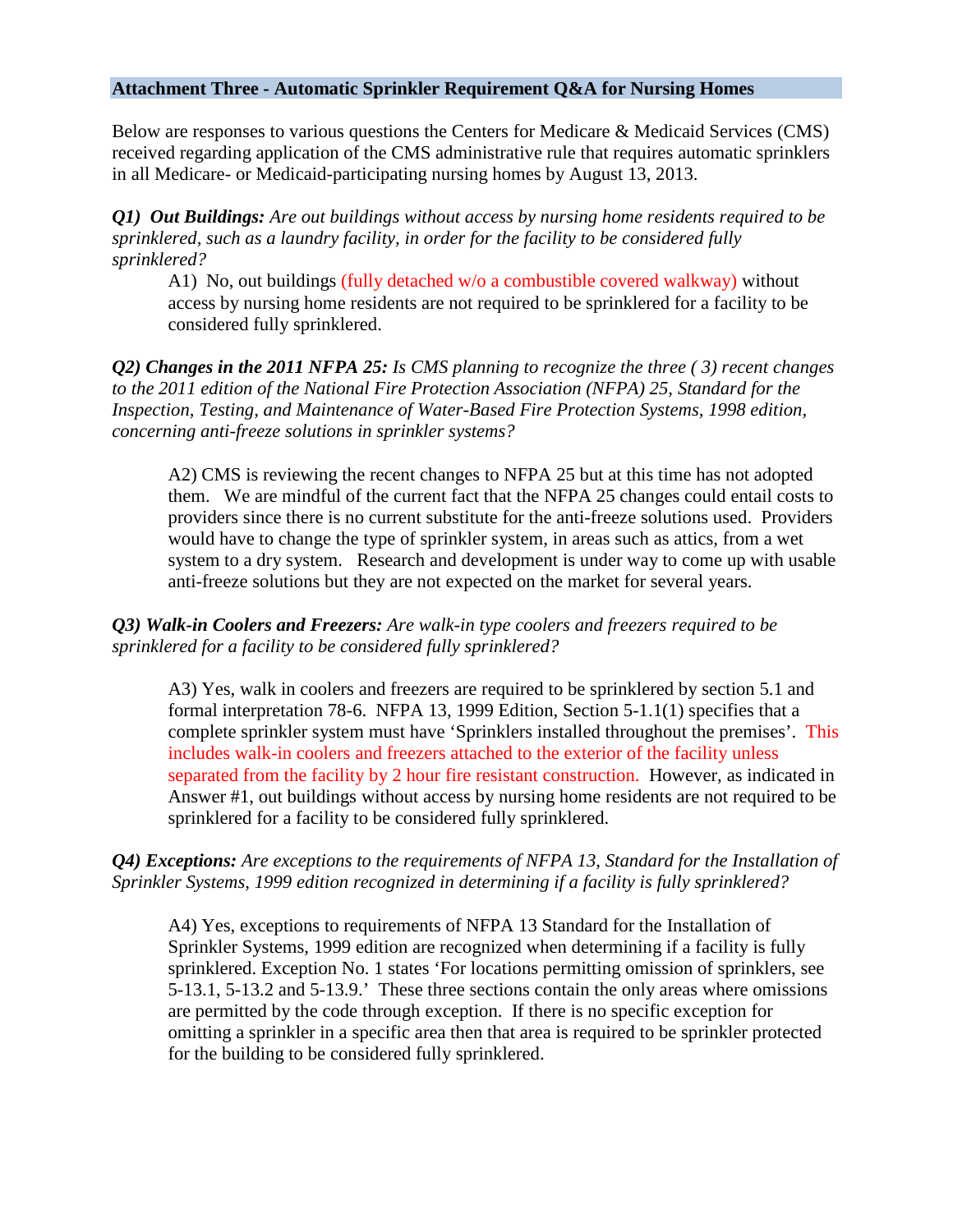## Attachment Three - Automatic Sprinkler Requirement Q&A for Nursing Homes

Below are responses to various questions the Centers for Medicare & Medicaid Services (CMS) received regarding application of the CMS administrative rule that requires automatic sprinklers in all Medicare- or Medicaid-participating nursing homes by August 13, 2013.

***Q1) Out Buildings:*** *Are out buildings without access by nursing home residents required to be sprinklered, such as a laundry facility, in order for the facility to be considered fully sprinklered?*

> A1) No, out buildings (fully detached w/o a combustible covered walkway) without access by nursing home residents are not required to be sprinklered for a facility to be considered fully sprinklered.

***Q2) Changes in the 2011 NFPA 25:*** *Is CMS planning to recognize the three ( 3) recent changes to the 2011 edition of the National Fire Protection Association (NFPA) 25, Standard for the Inspection, Testing, and Maintenance of Water-Based Fire Protection Systems, 1998 edition, concerning anti-freeze solutions in sprinkler systems?*

> A2) CMS is reviewing the recent changes to NFPA 25 but at this time has not adopted them. We are mindful of the current fact that the NFPA 25 changes could entail costs to providers since there is no current substitute for the anti-freeze solutions used. Providers would have to change the type of sprinkler system, in areas such as attics, from a wet system to a dry system. Research and development is under way to come up with usable anti-freeze solutions but they are not expected on the market for several years.

***Q3) Walk-in Coolers and Freezers:*** *Are walk-in type coolers and freezers required to be sprinklered for a facility to be considered fully sprinklered?*

> A3) Yes, walk in coolers and freezers are required to be sprinklered by section 5.1 and formal interpretation 78-6. NFPA 13, 1999 Edition, Section 5-1.1(1) specifies that a complete sprinkler system must have 'Sprinklers installed throughout the premises'. This includes walk-in coolers and freezers attached to the exterior of the facility unless separated from the facility by 2 hour fire resistant construction. However, as indicated in Answer #1, out buildings without access by nursing home residents are not required to be sprinklered for a facility to be considered fully sprinklered.

***Q4) Exceptions:*** *Are exceptions to the requirements of NFPA 13, Standard for the Installation of Sprinkler Systems, 1999 edition recognized in determining if a facility is fully sprinklered?*

> A4) Yes, exceptions to requirements of NFPA 13 Standard for the Installation of Sprinkler Systems, 1999 edition are recognized when determining if a facility is fully sprinklered. Exception No. 1 states 'For locations permitting omission of sprinklers, see 5-13.1, 5-13.2 and 5-13.9.' These three sections contain the only areas where omissions are permitted by the code through exception. If there is no specific exception for omitting a sprinkler in a specific area then that area is required to be sprinkler protected for the building to be considered fully sprinklered.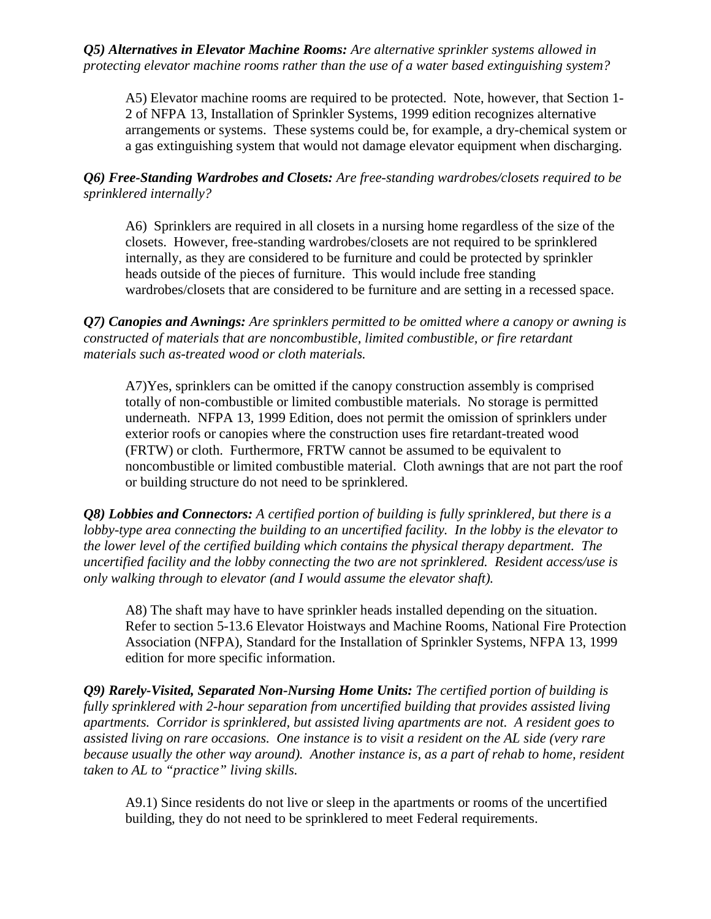***Q5) Alternatives in Elevator Machine Rooms:*** *Are alternative sprinkler systems allowed in protecting elevator machine rooms rather than the use of a water based extinguishing system?*

A5) Elevator machine rooms are required to be protected. Note, however, that Section 1-2 of NFPA 13, Installation of Sprinkler Systems, 1999 edition recognizes alternative arrangements or systems. These systems could be, for example, a dry-chemical system or a gas extinguishing system that would not damage elevator equipment when discharging.

***Q6) Free-Standing Wardrobes and Closets:*** *Are free-standing wardrobes/closets required to be sprinklered internally?*

A6) Sprinklers are required in all closets in a nursing home regardless of the size of the closets. However, free-standing wardrobes/closets are not required to be sprinklered internally, as they are considered to be furniture and could be protected by sprinkler heads outside of the pieces of furniture. This would include free standing wardrobes/closets that are considered to be furniture and are setting in a recessed space.

***Q7) Canopies and Awnings:*** *Are sprinklers permitted to be omitted where a canopy or awning is constructed of materials that are noncombustible, limited combustible, or fire retardant materials such as-treated wood or cloth materials.*

A7)Yes, sprinklers can be omitted if the canopy construction assembly is comprised totally of non-combustible or limited combustible materials. No storage is permitted underneath. NFPA 13, 1999 Edition, does not permit the omission of sprinklers under exterior roofs or canopies where the construction uses fire retardant-treated wood (FRTW) or cloth. Furthermore, FRTW cannot be assumed to be equivalent to noncombustible or limited combustible material. Cloth awnings that are not part the roof or building structure do not need to be sprinklered.

***Q8) Lobbies and Connectors:*** *A certified portion of building is fully sprinklered, but there is a lobby-type area connecting the building to an uncertified facility. In the lobby is the elevator to the lower level of the certified building which contains the physical therapy department. The uncertified facility and the lobby connecting the two are not sprinklered. Resident access/use is only walking through to elevator (and I would assume the elevator shaft).*

A8) The shaft may have to have sprinkler heads installed depending on the situation. Refer to section 5-13.6 Elevator Hoistways and Machine Rooms, National Fire Protection Association (NFPA), Standard for the Installation of Sprinkler Systems, NFPA 13, 1999 edition for more specific information.

***Q9) Rarely-Visited, Separated Non-Nursing Home Units:*** *The certified portion of building is fully sprinklered with 2-hour separation from uncertified building that provides assisted living apartments. Corridor is sprinklered, but assisted living apartments are not. A resident goes to assisted living on rare occasions. One instance is to visit a resident on the AL side (very rare because usually the other way around). Another instance is, as a part of rehab to home, resident taken to AL to "practice" living skills.*

A9.1) Since residents do not live or sleep in the apartments or rooms of the uncertified building, they do not need to be sprinklered to meet Federal requirements.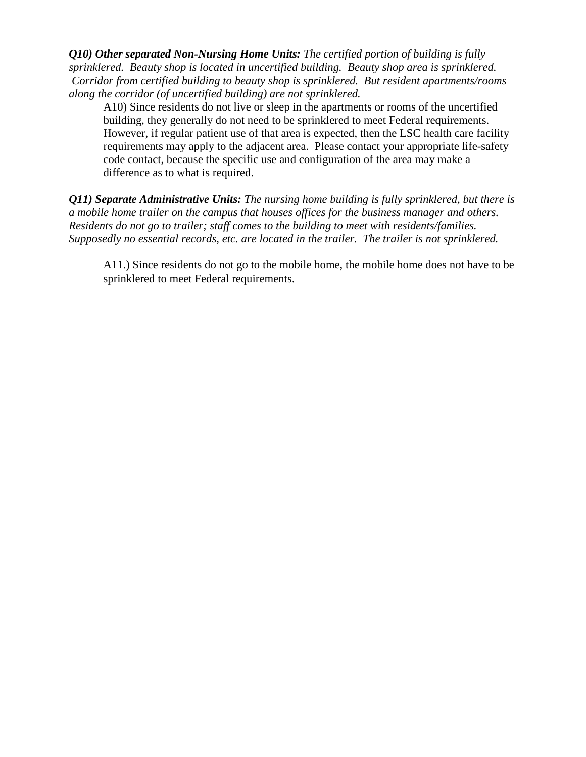***Q10) Other separated Non-Nursing Home Units:*** *The certified portion of building is fully sprinklered. Beauty shop is located in uncertified building. Beauty shop area is sprinklered. Corridor from certified building to beauty shop is sprinklered. But resident apartments/rooms along the corridor (of uncertified building) are not sprinklered.*

A10) Since residents do not live or sleep in the apartments or rooms of the uncertified building, they generally do not need to be sprinklered to meet Federal requirements. However, if regular patient use of that area is expected, then the LSC health care facility requirements may apply to the adjacent area. Please contact your appropriate life-safety code contact, because the specific use and configuration of the area may make a difference as to what is required.

***Q11) Separate Administrative Units:*** *The nursing home building is fully sprinklered, but there is a mobile home trailer on the campus that houses offices for the business manager and others. Residents do not go to trailer; staff comes to the building to meet with residents/families. Supposedly no essential records, etc. are located in the trailer. The trailer is not sprinklered.*

A11.) Since residents do not go to the mobile home, the mobile home does not have to be sprinklered to meet Federal requirements.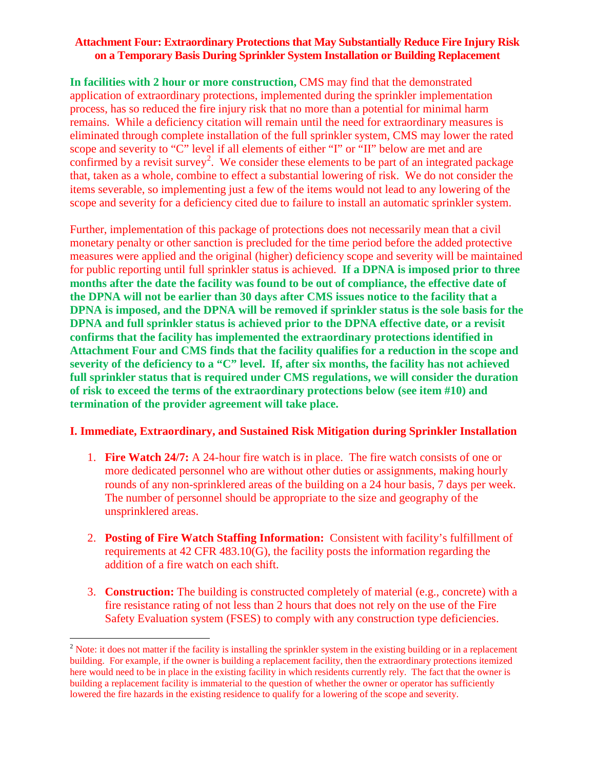**Attachment Four: Extraordinary Protections that May Substantially Reduce Fire Injury Risk on a Temporary Basis During Sprinkler System Installation or Building Replacement**

**In facilities with 2 hour or more construction,** CMS may find that the demonstrated application of extraordinary protections, implemented during the sprinkler implementation process, has so reduced the fire injury risk that no more than a potential for minimal harm remains. While a deficiency citation will remain until the need for extraordinary measures is eliminated through complete installation of the full sprinkler system, CMS may lower the rated scope and severity to "C" level if all elements of either "I" or "II" below are met and are confirmed by a revisit survey[2]. We consider these elements to be part of an integrated package that, taken as a whole, combine to effect a substantial lowering of risk. We do not consider the items severable, so implementing just a few of the items would not lead to any lowering of the scope and severity for a deficiency cited due to failure to install an automatic sprinkler system.

Further, implementation of this package of protections does not necessarily mean that a civil monetary penalty or other sanction is precluded for the time period before the added protective measures were applied and the original (higher) deficiency scope and severity will be maintained for public reporting until full sprinkler status is achieved. **If a DPNA is imposed prior to three months after the date the facility was found to be out of compliance, the effective date of the DPNA will not be earlier than 30 days after CMS issues notice to the facility that a DPNA is imposed, and the DPNA will be removed if sprinkler status is the sole basis for the DPNA and full sprinkler status is achieved prior to the DPNA effective date, or a revisit confirms that the facility has implemented the extraordinary protections identified in Attachment Four and CMS finds that the facility qualifies for a reduction in the scope and severity of the deficiency to a "C" level. If, after six months, the facility has not achieved full sprinkler status that is required under CMS regulations, we will consider the duration of risk to exceed the terms of the extraordinary protections below (see item #10) and termination of the provider agreement will take place.**

## I. Immediate, Extraordinary, and Sustained Risk Mitigation during Sprinkler Installation

1. **Fire Watch 24/7:** A 24-hour fire watch is in place. The fire watch consists of one or more dedicated personnel who are without other duties or assignments, making hourly rounds of any non-sprinklered areas of the building on a 24 hour basis, 7 days per week. The number of personnel should be appropriate to the size and geography of the unsprinklered areas.

2. **Posting of Fire Watch Staffing Information:** Consistent with facility's fulfillment of requirements at 42 CFR 483.10(G), the facility posts the information regarding the addition of a fire watch on each shift.

3. **Construction:** The building is constructed completely of material (e.g., concrete) with a fire resistance rating of not less than 2 hours that does not rely on the use of the Fire Safety Evaluation system (FSES) to comply with any construction type deficiencies.

[2] Note: it does not matter if the facility is installing the sprinkler system in the existing building or in a replacement building. For example, if the owner is building a replacement facility, then the extraordinary protections itemized here would need to be in place in the existing facility in which residents currently rely. The fact that the owner is building a replacement facility is immaterial to the question of whether the owner or operator has sufficiently lowered the fire hazards in the existing residence to qualify for a lowering of the scope and severity.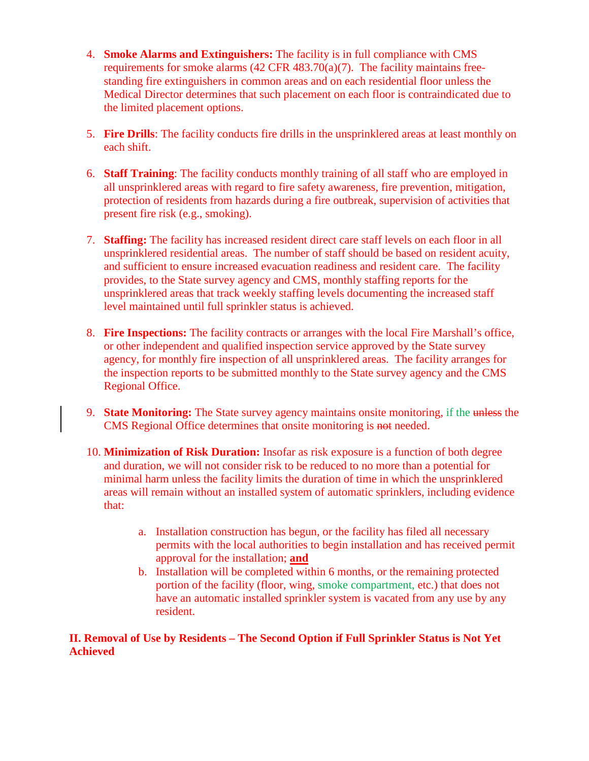4. **Smoke Alarms and Extinguishers:** The facility is in full compliance with CMS requirements for smoke alarms (42 CFR 483.70(a)(7). The facility maintains free-standing fire extinguishers in common areas and on each residential floor unless the Medical Director determines that such placement on each floor is contraindicated due to the limited placement options.

5. **Fire Drills**: The facility conducts fire drills in the unsprinklered areas at least monthly on each shift.

6. **Staff Training**: The facility conducts monthly training of all staff who are employed in all unsprinklered areas with regard to fire safety awareness, fire prevention, mitigation, protection of residents from hazards during a fire outbreak, supervision of activities that present fire risk (e.g., smoking).

7. **Staffing:** The facility has increased resident direct care staff levels on each floor in all unsprinklered residential areas. The number of staff should be based on resident acuity, and sufficient to ensure increased evacuation readiness and resident care. The facility provides, to the State survey agency and CMS, monthly staffing reports for the unsprinklered areas that track weekly staffing levels documenting the increased staff level maintained until full sprinkler status is achieved.

8. **Fire Inspections:** The facility contracts or arranges with the local Fire Marshall's office, or other independent and qualified inspection service approved by the State survey agency, for monthly fire inspection of all unsprinklered areas. The facility arranges for the inspection reports to be submitted monthly to the State survey agency and the CMS Regional Office.

9. **State Monitoring:** The State survey agency maintains onsite monitoring, if the ~~unless~~ the CMS Regional Office determines that onsite monitoring is ~~not~~ needed.

10. **Minimization of Risk Duration:** Insofar as risk exposure is a function of both degree and duration, we will not consider risk to be reduced to no more than a potential for minimal harm unless the facility limits the duration of time in which the unsprinklered areas will remain without an installed system of automatic sprinklers, including evidence that:

    a. Installation construction has begun, or the facility has filed all necessary permits with the local authorities to begin installation and has received permit approval for the installation; **and**
    b. Installation will be completed within 6 months, or the remaining protected portion of the facility (floor, wing, smoke compartment, etc.) that does not have an automatic installed sprinkler system is vacated from any use by any resident.

## II. Removal of Use by Residents – The Second Option if Full Sprinkler Status is Not Yet Achieved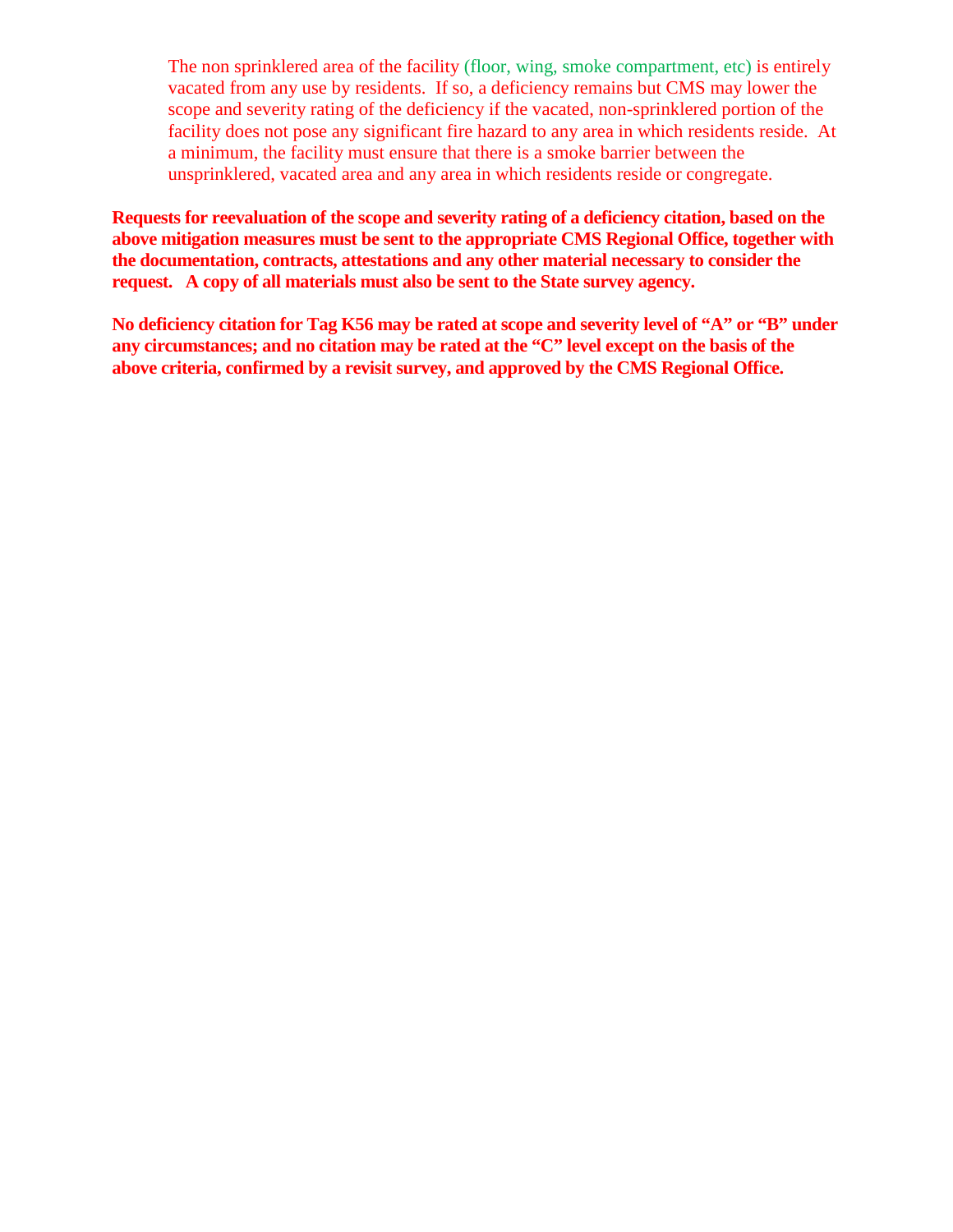The non sprinklered area of the facility (floor, wing, smoke compartment, etc) is entirely vacated from any use by residents.  If so, a deficiency remains but CMS may lower the scope and severity rating of the deficiency if the vacated, non-sprinklered portion of the facility does not pose any significant fire hazard to any area in which residents reside.  At a minimum, the facility must ensure that there is a smoke barrier between the unsprinklered, vacated area and any area in which residents reside or congregate.

**Requests for reevaluation of the scope and severity rating of a deficiency citation, based on the above mitigation measures must be sent to the appropriate CMS Regional Office, together with the documentation, contracts, attestations and any other material necessary to consider the request.   A copy of all materials must also be sent to the State survey agency.**

**No deficiency citation for Tag K56 may be rated at scope and severity level of "A" or "B" under any circumstances; and no citation may be rated at the "C" level except on the basis of the above criteria, confirmed by a revisit survey, and approved by the CMS Regional Office.**